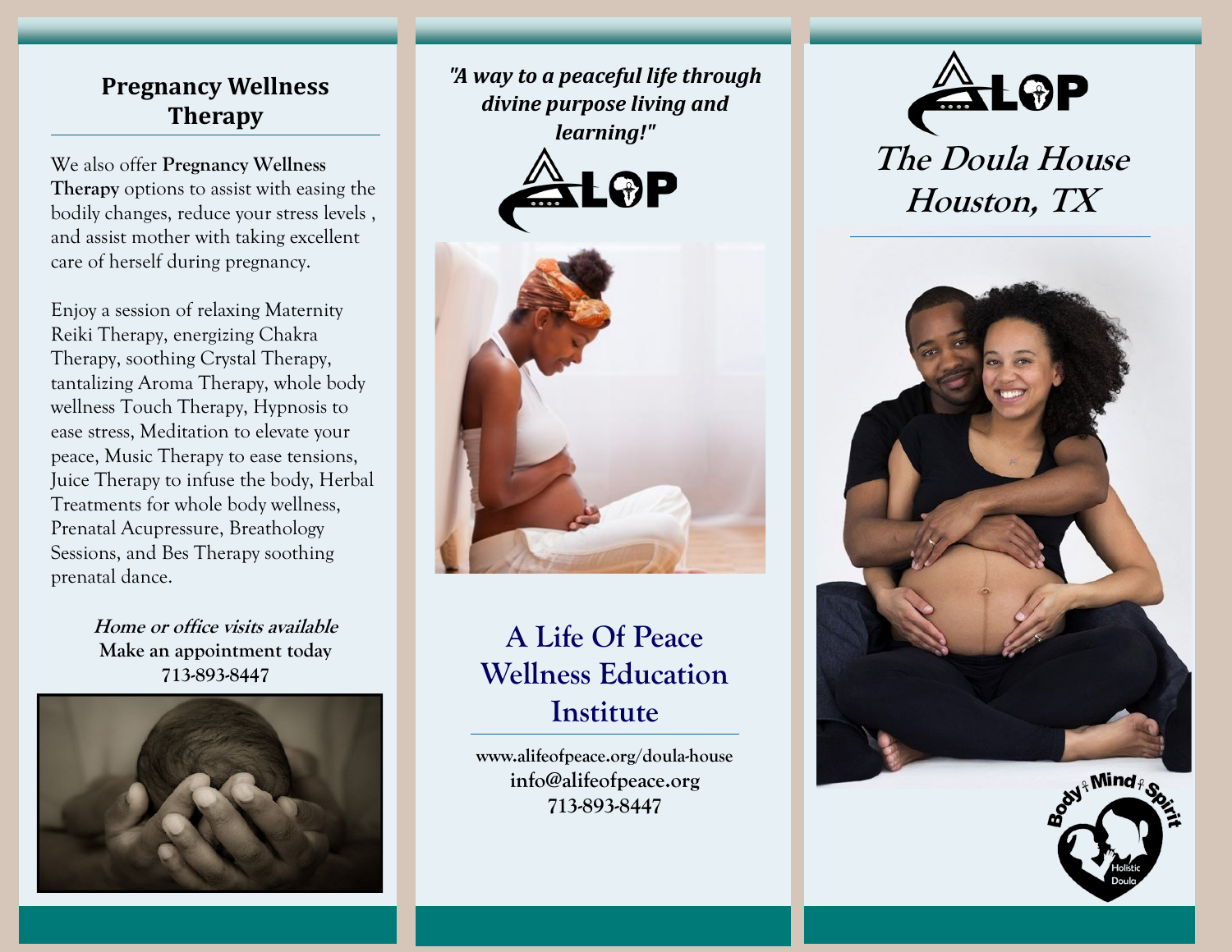## Pregnancy Wellness Therapy

We also offer **Pregnancy Wellness Therapy** options to assist with easing the bodily changes, reduce your stress levels , and assist mother with taking excellent care of herself during pregnancy.

Enjoy a session of relaxing Maternity Reiki Therapy, energizing Chakra Therapy, soothing Crystal Therapy, tantalizing Aroma Therapy, whole body wellness Touch Therapy, Hypnosis to ease stress, Meditation to elevate your peace, Music Therapy to ease tensions, Juice Therapy to infuse the body, Herbal Treatments for whole body wellness, Prenatal Acupressure, Breathology Sessions, and Bes Therapy soothing prenatal dance.

***Home or office visits available***
**Make an appointment today**
**713-893-8447**

***"A way to a peaceful life through divine purpose living and learning!"***

ALOP

## A Life Of Peace Wellness Education Institute

**www.alifeofpeace.org/doula-house**
**info@alifeofpeace.org**
**713-893-8447**

ALOP

# *The Doula House Houston, TX*

Body Mind Spirit
Holistic Doula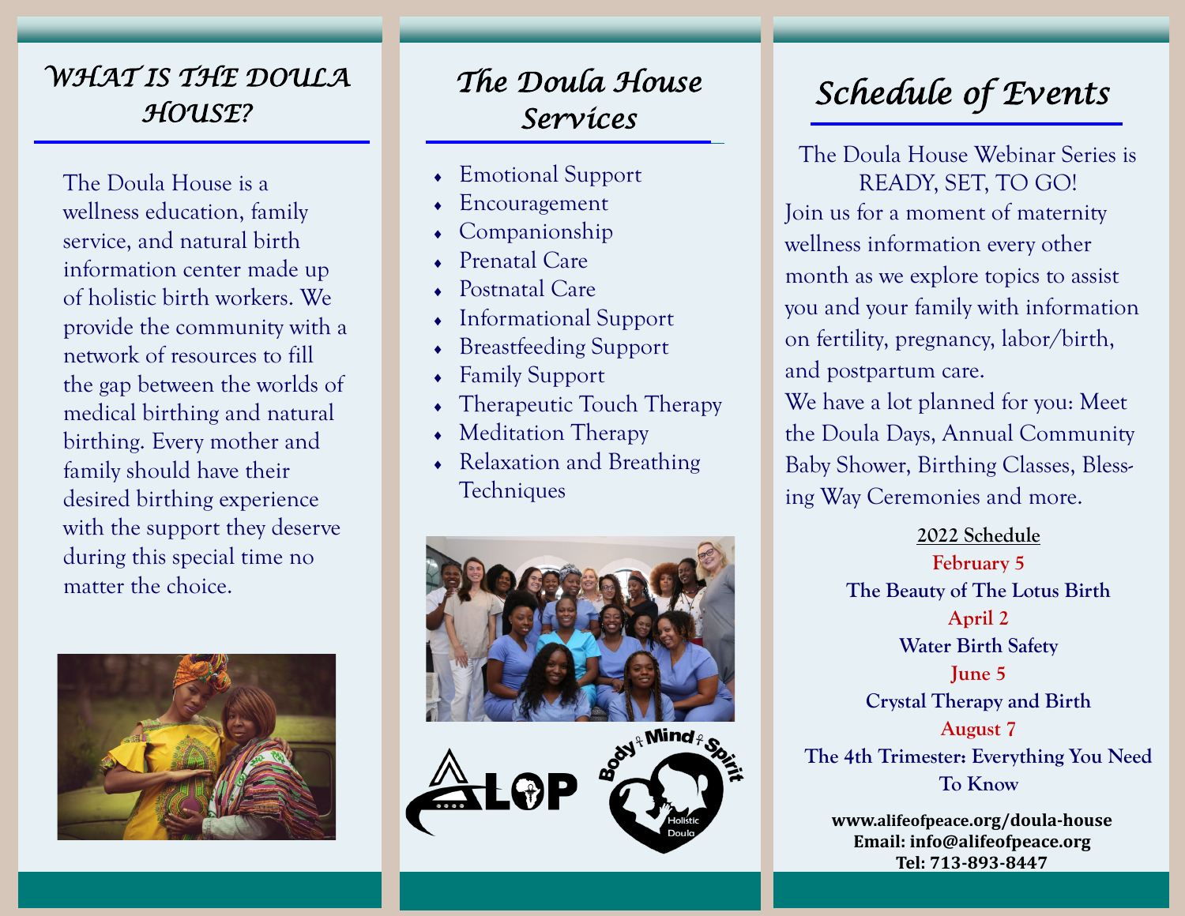# WHAT IS THE DOULA HOUSE?

The Doula House is a wellness education, family service, and natural birth information center made up of holistic birth workers. We provide the community with a network of resources to fill the gap between the worlds of medical birthing and natural birthing. Every mother and family should have their desired birthing experience with the support they deserve during this special time no matter the choice.

# The Doula House Services

- Emotional Support
- Encouragement
- Companionship
- Prenatal Care
- Postnatal Care
- Informational Support
- Breastfeeding Support
- Family Support
- Therapeutic Touch Therapy
- Meditation Therapy
- Relaxation and Breathing Techniques

# Schedule of Events

The Doula House Webinar Series is READY, SET, TO GO!

Join us for a moment of maternity wellness information every other month as we explore topics to assist you and your family with information on fertility, pregnancy, labor/birth, and postpartum care.

We have a lot planned for you: Meet the Doula Days, Annual Community Baby Shower, Birthing Classes, Blessing Way Ceremonies and more.

**2022 Schedule**

**February 5**
**The Beauty of The Lotus Birth**

**April 2**
**Water Birth Safety**

**June 5**
**Crystal Therapy and Birth**

**August 7**
**The 4th Trimester: Everything You Need To Know**

**www.alifeofpeace.org/doula-house**
**Email: info@alifeofpeace.org**
**Tel: 713-893-8447**